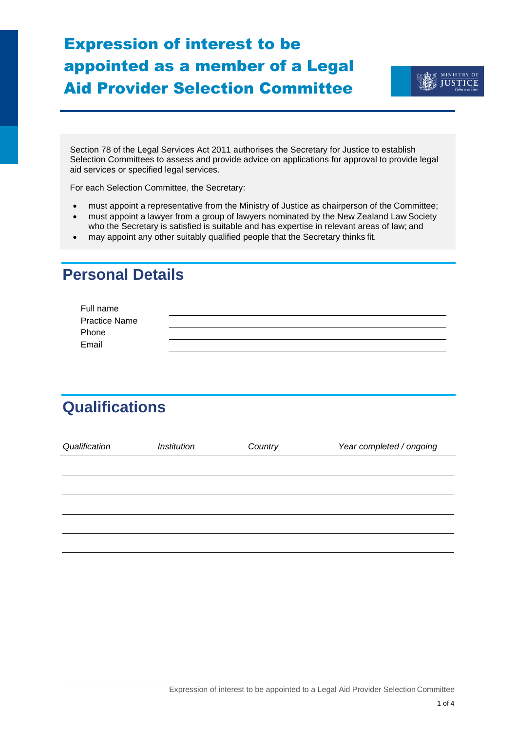# Expression of interest to be appointed as a member of a Legal Aid Provider Selection Committee

Section 78 of the Legal Services Act 2011 authorises the Secretary for Justice to establish Selection Committees to assess and provide advice on applications for approval to provide legal aid services or specified legal services.

For each Selection Committee, the Secretary:

- must appoint a representative from the Ministry of Justice as chairperson of the Committee;
- must appoint a lawyer from a group of lawyers nominated by the New Zealand Law Society who the Secretary is satisfied is suitable and has expertise in relevant areas of law; and
- may appoint any other suitably qualified people that the Secretary thinks fit.

## Personal Details

| | |
|---|---|
| Full name | |
| Practice Name | |
| Phone | |
| Email | |

## Qualifications

| *Qualification* | *Institution* | *Country* | *Year completed / ongoing* |
|---|---|---|---|
| | | | |
| | | | |
| | | | |
| | | | |
| | | | |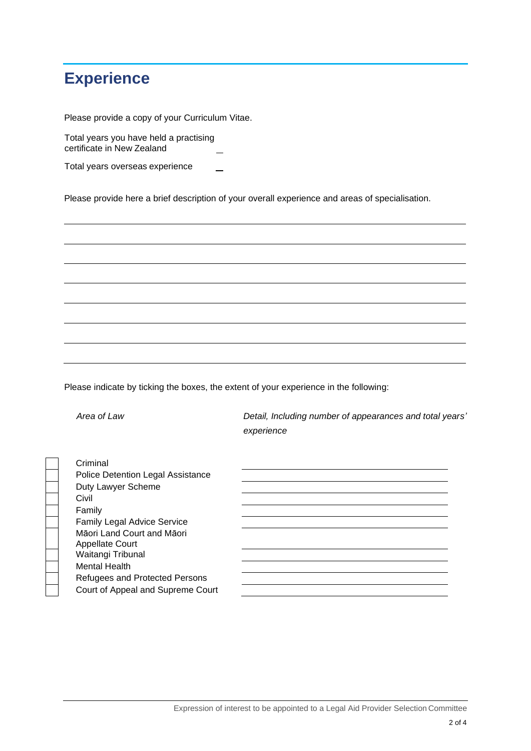# Experience

Please provide a copy of your Curriculum Vitae.

Total years you have held a practising certificate in New Zealand \_\_

Total years overseas experience \_\_

Please provide here a brief description of your overall experience and areas of specialisation.

Please indicate by ticking the boxes, the extent of your experience in the following:

| | *Area of Law* | *Detail, Including number of appearances and total years' experience* |
|---|---|---|
| ☐ | Criminal | |
| ☐ | Police Detention Legal Assistance | |
| ☐ | Duty Lawyer Scheme | |
| ☐ | Civil | |
| ☐ | Family | |
| ☐ | Family Legal Advice Service | |
| ☐ | Māori Land Court and Māori Appellate Court | |
| ☐ | Waitangi Tribunal | |
| ☐ | Mental Health | |
| ☐ | Refugees and Protected Persons | |
| ☐ | Court of Appeal and Supreme Court | |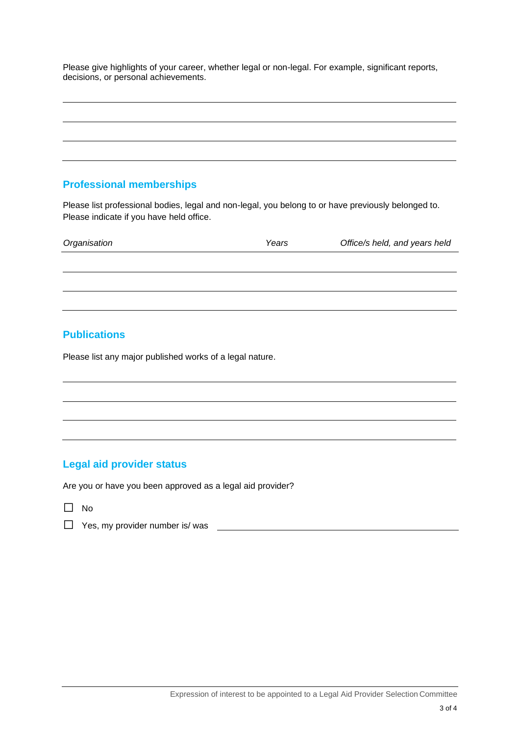Please give highlights of your career, whether legal or non-legal. For example, significant reports, decisions, or personal achievements.

## Professional memberships

Please list professional bodies, legal and non-legal, you belong to or have previously belonged to. Please indicate if you have held office.

| *Organisation* | *Years* | *Office/s held, and years held* |
|---|---|---|
| | | |
| | | |
| | | |

## Publications

Please list any major published works of a legal nature.

## Legal aid provider status

Are you or have you been approved as a legal aid provider?

☐ No

☐ Yes, my provider number is/ was \_\_\_\_\_\_\_\_\_\_\_\_\_\_\_\_\_\_\_\_\_\_\_\_\_\_\_\_\_\_\_\_\_\_\_\_\_\_\_\_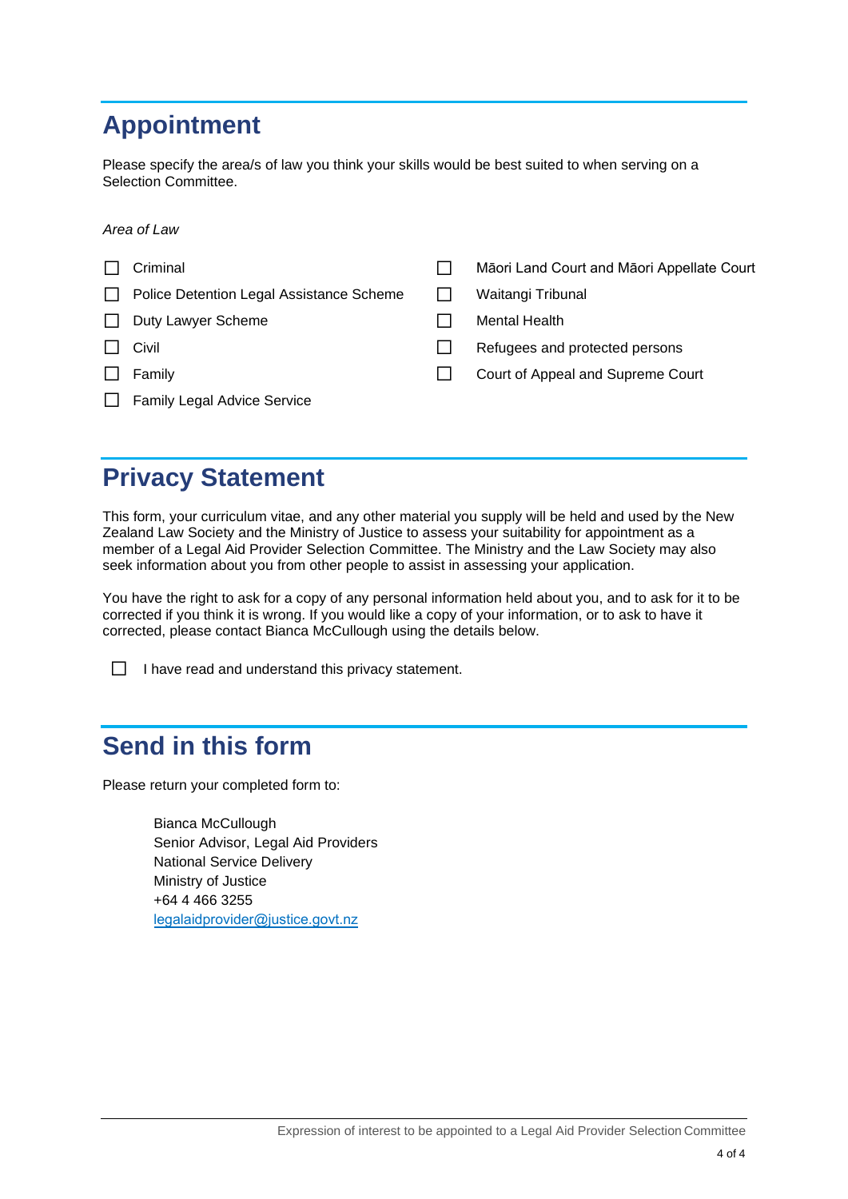## Appointment

Please specify the area/s of law you think your skills would be best suited to when serving on a Selection Committee.

*Area of Law*

- ☐ Criminal
- ☐ Police Detention Legal Assistance Scheme
- ☐ Duty Lawyer Scheme
- ☐ Civil
- ☐ Family
- ☐ Family Legal Advice Service
- ☐ Māori Land Court and Māori Appellate Court
- ☐ Waitangi Tribunal
- ☐ Mental Health
- ☐ Refugees and protected persons
- ☐ Court of Appeal and Supreme Court

## Privacy Statement

This form, your curriculum vitae, and any other material you supply will be held and used by the New Zealand Law Society and the Ministry of Justice to assess your suitability for appointment as a member of a Legal Aid Provider Selection Committee. The Ministry and the Law Society may also seek information about you from other people to assist in assessing your application.

You have the right to ask for a copy of any personal information held about you, and to ask for it to be corrected if you think it is wrong. If you would like a copy of your information, or to ask to have it corrected, please contact Bianca McCullough using the details below.

☐ I have read and understand this privacy statement.

## Send in this form

Please return your completed form to:

Bianca McCullough
Senior Advisor, Legal Aid Providers
National Service Delivery
Ministry of Justice
+64 4 466 3255
legalaidprovider@justice.govt.nz